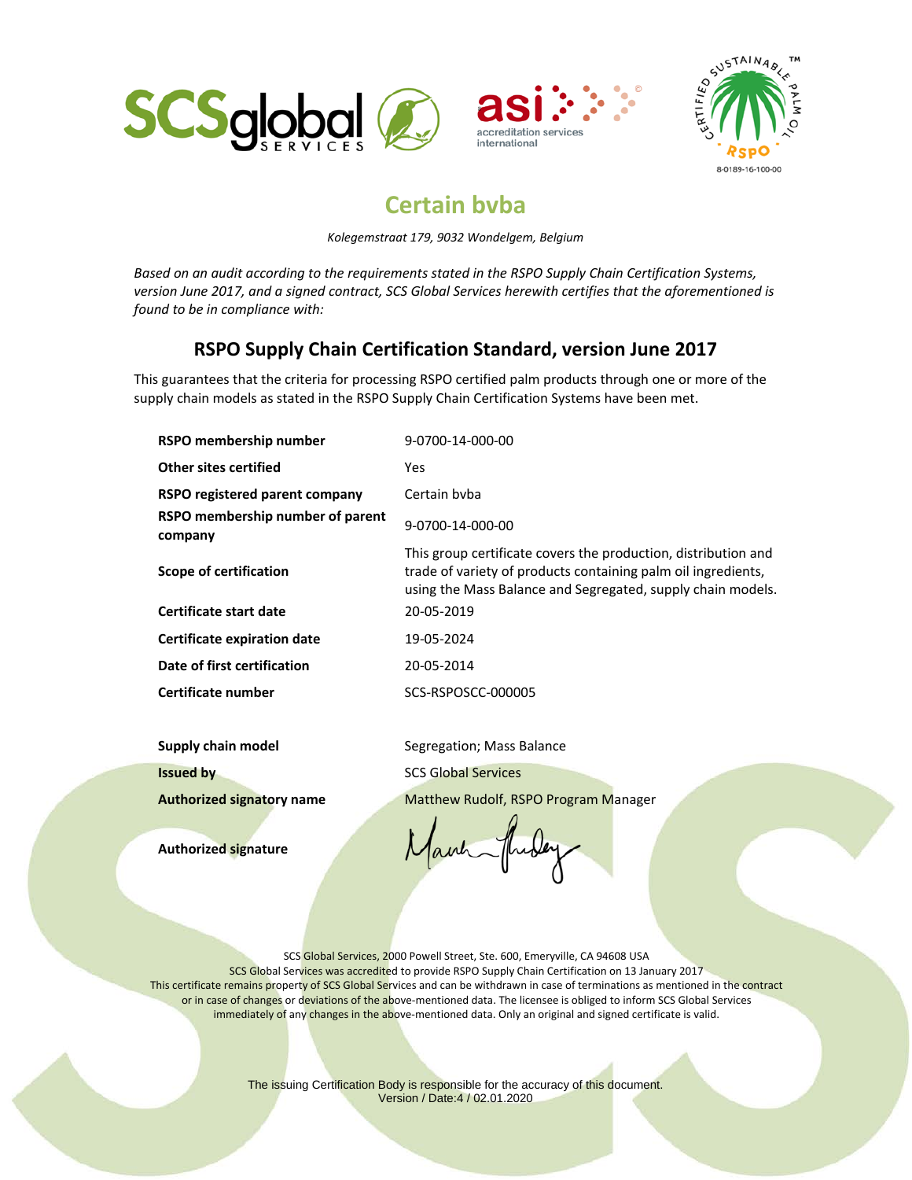# Certain bvba

*Kolegemstraat 179, 9032 Wondelgem, Belgium*

*Based on an audit according to the requirements stated in the RSPO Supply Chain Certification Systems, version June 2017, and a signed contract, SCS Global Services herewith certifies that the aforementioned is found to be in compliance with:*

## RSPO Supply Chain Certification Standard, version June 2017

This guarantees that the criteria for processing RSPO certified palm products through one or more of the supply chain models as stated in the RSPO Supply Chain Certification Systems have been met.

| | |
|---|---|
| **RSPO membership number** | 9-0700-14-000-00 |
| **Other sites certified** | Yes |
| **RSPO registered parent company** | Certain bvba |
| **RSPO membership number of parent company** | 9-0700-14-000-00 |
| **Scope of certification** | This group certificate covers the production, distribution and trade of variety of products containing palm oil ingredients, using the Mass Balance and Segregated, supply chain models. |
| **Certificate start date** | 20-05-2019 |
| **Certificate expiration date** | 19-05-2024 |
| **Date of first certification** | 20-05-2014 |
| **Certificate number** | SCS-RSPOSCC-000005 |
| **Supply chain model** | Segregation; Mass Balance |
| **Issued by** | SCS Global Services |
| **Authorized signatory name** | Matthew Rudolf, RSPO Program Manager |
| **Authorized signature** | |

SCS Global Services, 2000 Powell Street, Ste. 600, Emeryville, CA 94608 USA
SCS Global Services was accredited to provide RSPO Supply Chain Certification on 13 January 2017
This certificate remains property of SCS Global Services and can be withdrawn in case of terminations as mentioned in the contract or in case of changes or deviations of the above-mentioned data. The licensee is obliged to inform SCS Global Services immediately of any changes in the above-mentioned data. Only an original and signed certificate is valid.

The issuing Certification Body is responsible for the accuracy of this document.
Version / Date:4 / 02.01.2020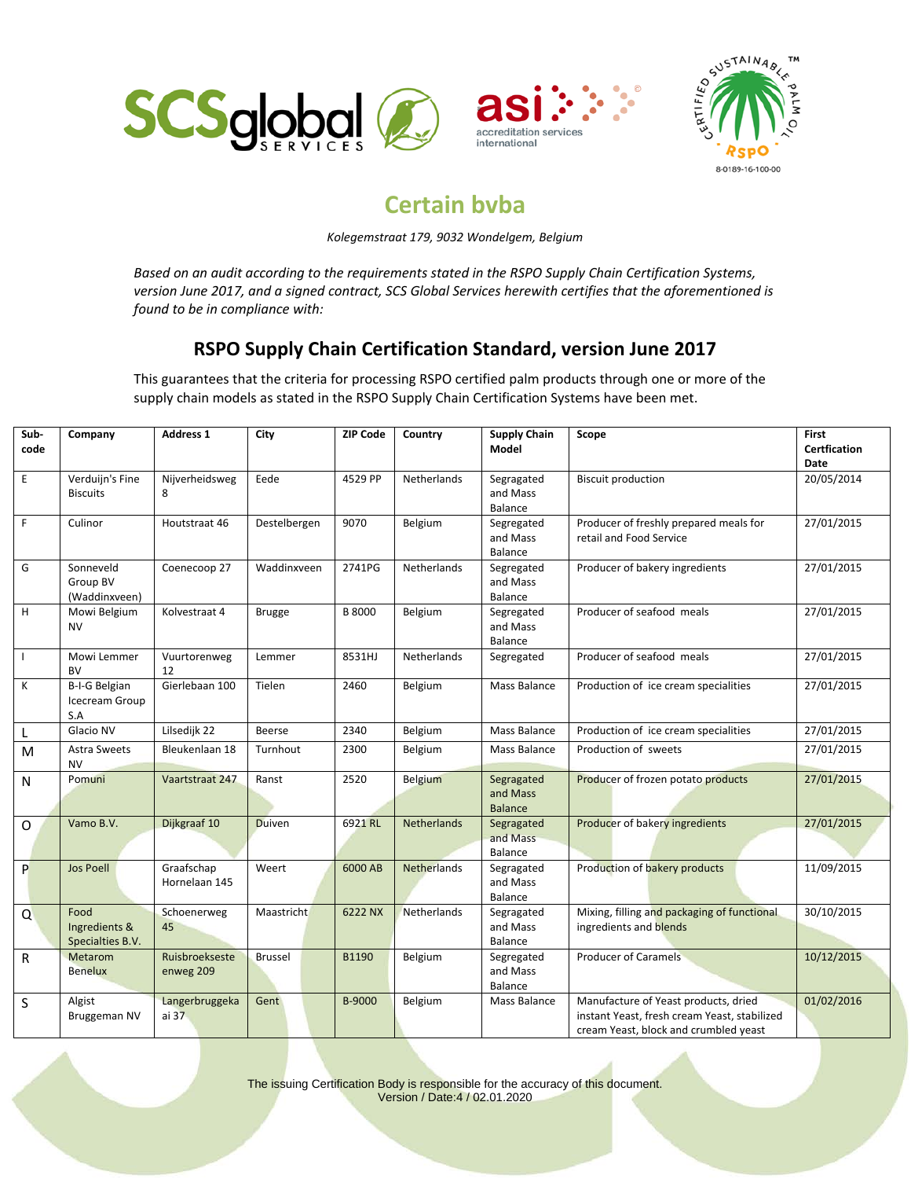# Certain bvba

*Kolegemstraat 179, 9032 Wondelgem, Belgium*

*Based on an audit according to the requirements stated in the RSPO Supply Chain Certification Systems, version June 2017, and a signed contract, SCS Global Services herewith certifies that the aforementioned is found to be in compliance with:*

## RSPO Supply Chain Certification Standard, version June 2017

This guarantees that the criteria for processing RSPO certified palm products through one or more of the supply chain models as stated in the RSPO Supply Chain Certification Systems have been met.

| Sub-code | Company | Address 1 | City | ZIP Code | Country | Supply Chain Model | Scope | First Certfication Date |
|---|---|---|---|---|---|---|---|---|
| E | Verduijn's Fine Biscuits | Nijverheidsweg 8 | Eede | 4529 PP | Netherlands | Segragated and Mass Balance | Biscuit production | 20/05/2014 |
| F | Culinor | Houtstraat 46 | Destelbergen | 9070 | Belgium | Segregated and Mass Balance | Producer of freshly prepared meals for retail and Food Service | 27/01/2015 |
| G | Sonneveld Group BV (Waddinxveen) | Coenecoop 27 | Waddinxveen | 2741PG | Netherlands | Segregated and Mass Balance | Producer of bakery ingredients | 27/01/2015 |
| H | Mowi Belgium NV | Kolvestraat 4 | Brugge | B 8000 | Belgium | Segregated and Mass Balance | Producer of seafood meals | 27/01/2015 |
| I | Mowi Lemmer BV | Vuurtorenweg 12 | Lemmer | 8531HJ | Netherlands | Segregated | Producer of seafood meals | 27/01/2015 |
| K | B-I-G Belgian Icecream Group S.A | Gierlebaan 100 | Tielen | 2460 | Belgium | Mass Balance | Production of ice cream specialities | 27/01/2015 |
| L | Glacio NV | Lilsedijk 22 | Beerse | 2340 | Belgium | Mass Balance | Production of ice cream specialities | 27/01/2015 |
| M | Astra Sweets NV | Bleukenlaan 18 | Turnhout | 2300 | Belgium | Mass Balance | Production of sweets | 27/01/2015 |
| N | Pomuni | Vaartstraat 247 | Ranst | 2520 | Belgium | Segragated and Mass Balance | Producer of frozen potato products | 27/01/2015 |
| O | Vamo B.V. | Dijkgraaf 10 | Duiven | 6921 RL | Netherlands | Segragated and Mass Balance | Producer of bakery ingredients | 27/01/2015 |
| P | Jos Poell | Graafschap Hornelaan 145 | Weert | 6000 AB | Netherlands | Segragated and Mass Balance | Production of bakery products | 11/09/2015 |
| Q | Food Ingredients & Specialties B.V. | Schoenerweg 45 | Maastricht | 6222 NX | Netherlands | Segragated and Mass Balance | Mixing, filling and packaging of functional ingredients and blends | 30/10/2015 |
| R | Metarom Benelux | Ruisbroekseste enweg 209 | Brussel | B1190 | Belgium | Segregated and Mass Balance | Producer of Caramels | 10/12/2015 |
| S | Algist Bruggeman NV | Langerbruggekaai 37 | Gent | B-9000 | Belgium | Mass Balance | Manufacture of Yeast products, dried instant Yeast, fresh cream Yeast, stabilized cream Yeast, block and crumbled yeast | 01/02/2016 |

The issuing Certification Body is responsible for the accuracy of this document.
Version / Date:4 / 02.01.2020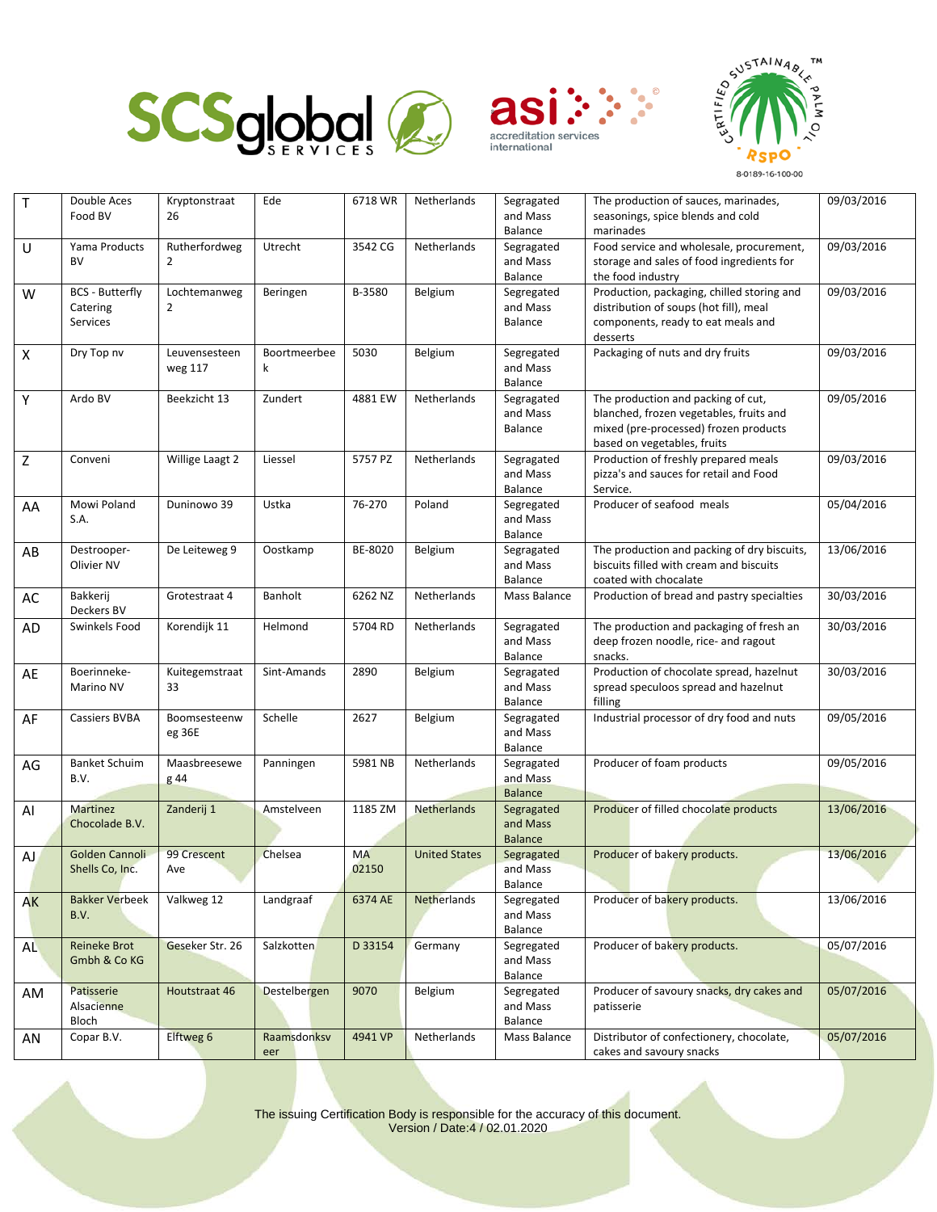| T | Double Aces Food BV | Kryptonstraat 26 | Ede | 6718 WR | Netherlands | Segragated and Mass Balance | The production of sauces, marinades, seasonings, spice blends and cold marinades | 09/03/2016 |
|---|---|---|---|---|---|---|---|---|
| U | Yama Products BV | Rutherfordweg 2 | Utrecht | 3542 CG | Netherlands | Segragated and Mass Balance | Food service and wholesale, procurement, storage and sales of food ingredients for the food industry | 09/03/2016 |
| W | BCS - Butterfly Catering Services | Lochtemanweg 2 | Beringen | B-3580 | Belgium | Segregated and Mass Balance | Production, packaging, chilled storing and distribution of soups (hot fill), meal components, ready to eat meals and desserts | 09/03/2016 |
| X | Dry Top nv | Leuvensesteen weg 117 | Boortmeerbeek | 5030 | Belgium | Segregated and Mass Balance | Packaging of nuts and dry fruits | 09/03/2016 |
| Y | Ardo BV | Beekzicht 13 | Zundert | 4881 EW | Netherlands | Segragated and Mass Balance | The production and packing of cut, blanched, frozen vegetables, fruits and mixed (pre-processed) frozen products based on vegetables, fruits | 09/05/2016 |
| Z | Conveni | Willige Laagt 2 | Liessel | 5757 PZ | Netherlands | Segragated and Mass Balance | Production of freshly prepared meals pizza's and sauces for retail and Food Service. | 09/03/2016 |
| AA | Mowi Poland S.A. | Duninowo 39 | Ustka | 76-270 | Poland | Segregated and Mass Balance | Producer of seafood meals | 05/04/2016 |
| AB | Destrooper-Olivier NV | De Leiteweg 9 | Oostkamp | BE-8020 | Belgium | Segragated and Mass Balance | The production and packing of dry biscuits, biscuits filled with cream and biscuits coated with chocalate | 13/06/2016 |
| AC | Bakkerij Deckers BV | Grotestraat 4 | Banholt | 6262 NZ | Netherlands | Mass Balance | Production of bread and pastry specialties | 30/03/2016 |
| AD | Swinkels Food | Korendijk 11 | Helmond | 5704 RD | Netherlands | Segragated and Mass Balance | The production and packaging of fresh an deep frozen noodle, rice- and ragout snacks. | 30/03/2016 |
| AE | Boerinneke-Marino NV | Kuitegemstraat 33 | Sint-Amands | 2890 | Belgium | Segragated and Mass Balance | Production of chocolate spread, hazelnut spread speculoos spread and hazelnut filling | 30/03/2016 |
| AF | Cassiers BVBA | Boomsesteenweg 36E | Schelle | 2627 | Belgium | Segragated and Mass Balance | Industrial processor of dry food and nuts | 09/05/2016 |
| AG | Banket Schuim B.V. | Maasbreesewe g 44 | Panningen | 5981 NB | Netherlands | Segragated and Mass Balance | Producer of foam products | 09/05/2016 |
| AI | Martinez Chocolade B.V. | Zanderij 1 | Amstelveen | 1185 ZM | Netherlands | Segragated and Mass Balance | Producer of filled chocolate products | 13/06/2016 |
| AJ | Golden Cannoli Shells Co, Inc. | 99 Crescent Ave | Chelsea | MA 02150 | United States | Segragated and Mass Balance | Producer of bakery products. | 13/06/2016 |
| AK | Bakker Verbeek B.V. | Valkweg 12 | Landgraaf | 6374 AE | Netherlands | Segregated and Mass Balance | Producer of bakery products. | 13/06/2016 |
| AL | Reineke Brot Gmbh & Co KG | Geseker Str. 26 | Salzkotten | D 33154 | Germany | Segregated and Mass Balance | Producer of bakery products. | 05/07/2016 |
| AM | Patisserie Alsacienne Bloch | Houtstraat 46 | Destelbergen | 9070 | Belgium | Segregated and Mass Balance | Producer of savoury snacks, dry cakes and patisserie | 05/07/2016 |
| AN | Copar B.V. | Elftweg 6 | Raamsdonksveer | 4941 VP | Netherlands | Mass Balance | Distributor of confectionery, chocolate, cakes and savoury snacks | 05/07/2016 |

The issuing Certification Body is responsible for the accuracy of this document.
Version / Date:4 / 02.01.2020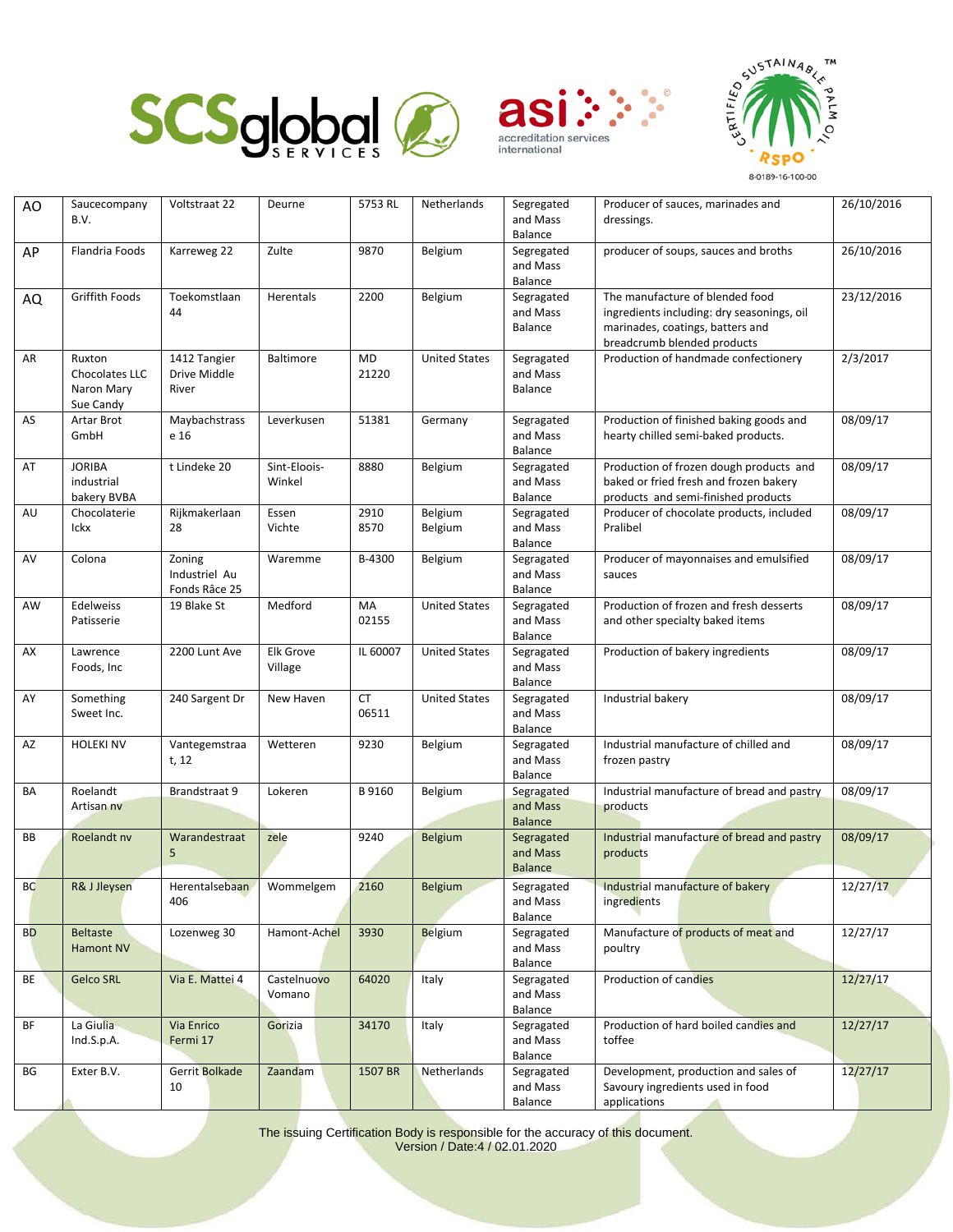| AO | Saucecompany B.V. | Voltstraat 22 | Deurne | 5753 RL | Netherlands | Segregated and Mass Balance | Producer of sauces, marinades and dressings. | 26/10/2016 |
|---|---|---|---|---|---|---|---|---|
| AP | Flandria Foods | Karreweg 22 | Zulte | 9870 | Belgium | Segregated and Mass Balance | producer of soups, sauces and broths | 26/10/2016 |
| AQ | Griffith Foods | Toekomstlaan 44 | Herentals | 2200 | Belgium | Segragated and Mass Balance | The manufacture of blended food ingredients including: dry seasonings, oil marinades, coatings, batters and breadcrumb blended products | 23/12/2016 |
| AR | Ruxton Chocolates LLC Naron Mary Sue Candy | 1412 Tangier Drive Middle River | Baltimore | MD 21220 | United States | Segragated and Mass Balance | Production of handmade confectionery | 2/3/2017 |
| AS | Artar Brot GmbH | Maybachstrasse 16 | Leverkusen | 51381 | Germany | Segragated and Mass Balance | Production of finished baking goods and hearty chilled semi-baked products. | 08/09/17 |
| AT | JORIBA industrial bakery BVBA | t Lindeke 20 | Sint-Eloois-Winkel | 8880 | Belgium | Segragated and Mass Balance | Production of frozen dough products and baked or fried fresh and frozen bakery products and semi-finished products | 08/09/17 |
| AU | Chocolaterie Ickx | Rijkmakerlaan 28 | Essen Vichte | 2910 8570 | Belgium Belgium | Segragated and Mass Balance | Producer of chocolate products, included Pralibel | 08/09/17 |
| AV | Colona | Zoning Industriel Au Fonds Râce 25 | Waremme | B-4300 | Belgium | Segragated and Mass Balance | Producer of mayonnaises and emulsified sauces | 08/09/17 |
| AW | Edelweiss Patisserie | 19 Blake St | Medford | MA 02155 | United States | Segragated and Mass Balance | Production of frozen and fresh desserts and other specialty baked items | 08/09/17 |
| AX | Lawrence Foods, Inc | 2200 Lunt Ave | Elk Grove Village | IL 60007 | United States | Segragated and Mass Balance | Production of bakery ingredients | 08/09/17 |
| AY | Something Sweet Inc. | 240 Sargent Dr | New Haven | CT 06511 | United States | Segragated and Mass Balance | Industrial bakery | 08/09/17 |
| AZ | HOLEKI NV | Vantegemstraat, 12 | Wetteren | 9230 | Belgium | Segragated and Mass Balance | Industrial manufacture of chilled and frozen pastry | 08/09/17 |
| BA | Roelandt Artisan nv | Brandstraat 9 | Lokeren | B 9160 | Belgium | Segragated and Mass Balance | Industrial manufacture of bread and pastry products | 08/09/17 |
| BB | Roelandt nv | Warandestraat 5 | zele | 9240 | Belgium | Segragated and Mass Balance | Industrial manufacture of bread and pastry products | 08/09/17 |
| BC | R& J Jleysen | Herentalsebaan 406 | Wommelgem | 2160 | Belgium | Segragated and Mass Balance | Industrial manufacture of bakery ingredients | 12/27/17 |
| BD | Beltaste Hamont NV | Lozenweg 30 | Hamont-Achel | 3930 | Belgium | Segragated and Mass Balance | Manufacture of products of meat and poultry | 12/27/17 |
| BE | Gelco SRL | Via E. Mattei 4 | Castelnuovo Vomano | 64020 | Italy | Segragated and Mass Balance | Production of candies | 12/27/17 |
| BF | La Giulia Ind.S.p.A. | Via Enrico Fermi 17 | Gorizia | 34170 | Italy | Segragated and Mass Balance | Production of hard boiled candies and toffee | 12/27/17 |
| BG | Exter B.V. | Gerrit Bolkade 10 | Zaandam | 1507 BR | Netherlands | Segragated and Mass Balance | Development, production and sales of Savoury ingredients used in food applications | 12/27/17 |

The issuing Certification Body is responsible for the accuracy of this document.
Version / Date:4 / 02.01.2020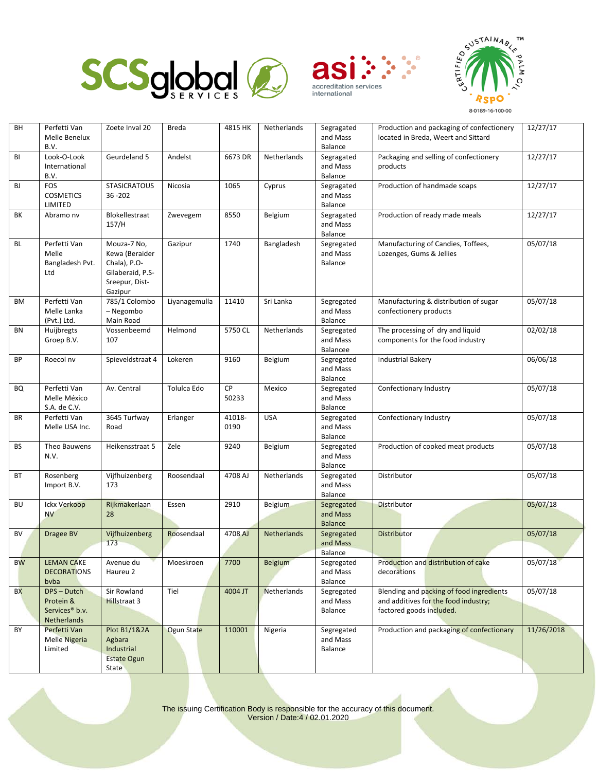| BH | Perfetti Van Melle Benelux B.V. | Zoete Inval 20 | Breda | 4815 HK | Netherlands | Segragated and Mass Balance | Production and packaging of confectionery located in Breda, Weert and Sittard | 12/27/17 |
|---|---|---|---|---|---|---|---|---|
| BI | Look-O-Look International B.V. | Geurdeland 5 | Andelst | 6673 DR | Netherlands | Segragated and Mass Balance | Packaging and selling of confectionery products | 12/27/17 |
| BJ | FOS COSMETICS LIMITED | STASICRATOUS 36 -202 | Nicosia | 1065 | Cyprus | Segragated and Mass Balance | Production of handmade soaps | 12/27/17 |
| BK | Abramo nv | Blokellestraat 157/H | Zwevegem | 8550 | Belgium | Segragated and Mass Balance | Production of ready made meals | 12/27/17 |
| BL | Perfetti Van Melle Bangladesh Pvt. Ltd | Mouza-7 No, Kewa (Beraider Chala), P.O-Gilaberaid, P.S-Sreepur, Dist-Gazipur | Gazipur | 1740 | Bangladesh | Segregated and Mass Balance | Manufacturing of Candies, Toffees, Lozenges, Gums & Jellies | 05/07/18 |
| BM | Perfetti Van Melle Lanka (Pvt.) Ltd. | 785/1 Colombo – Negombo Main Road | Liyanagemulla | 11410 | Sri Lanka | Segregated and Mass Balance | Manufacturing & distribution of sugar confectionery products | 05/07/18 |
| BN | Huijbregts Groep B.V. | Vossenbeemd 107 | Helmond | 5750 CL | Netherlands | Segregated and Mass Balancee | The processing of dry and liquid components for the food industry | 02/02/18 |
| BP | Roecol nv | Spieveldstraat 4 | Lokeren | 9160 | Belgium | Segregated and Mass Balance | Industrial Bakery | 06/06/18 |
| BQ | Perfetti Van Melle México S.A. de C.V. | Av. Central | Tolulca Edo | CP 50233 | Mexico | Segregated and Mass Balance | Confectionary Industry | 05/07/18 |
| BR | Perfetti Van Melle USA Inc. | 3645 Turfway Road | Erlanger | 41018-0190 | USA | Segregated and Mass Balance | Confectionary Industry | 05/07/18 |
| BS | Theo Bauwens N.V. | Heikensstraat 5 | Zele | 9240 | Belgium | Segregated and Mass Balance | Production of cooked meat products | 05/07/18 |
| BT | Rosenberg Import B.V. | Vijfhuizenberg 173 | Roosendaal | 4708 AJ | Netherlands | Segregated and Mass Balance | Distributor | 05/07/18 |
| BU | Ickx Verkoop NV | Rijkmakerlaan 28 | Essen | 2910 | Belgium | Segregated and Mass Balance | Distributor | 05/07/18 |
| BV | Dragee BV | Vijfhuizenberg 173 | Roosendaal | 4708 AJ | Netherlands | Segregated and Mass Balance | Distributor | 05/07/18 |
| BW | LEMAN CAKE DECORATIONS bvba | Avenue du Haureu 2 | Moeskroen | 7700 | Belgium | Segregated and Mass Balance | Production and distribution of cake decorations | 05/07/18 |
| BX | DPS – Dutch Protein & Services® b.v. Netherlands | Sir Rowland Hillstraat 3 | Tiel | 4004 JT | Netherlands | Segregated and Mass Balance | Blending and packing of food ingredients and additives for the food industry; factored goods included. | 05/07/18 |
| BY | Perfetti Van Melle Nigeria Limited | Plot B1/1&2A Agbara Industrial Estate Ogun State | Ogun State | 110001 | Nigeria | Segregated and Mass Balance | Production and packaging of confectionary | 11/26/2018 |

The issuing Certification Body is responsible for the accuracy of this document.
Version / Date:4 / 02.01.2020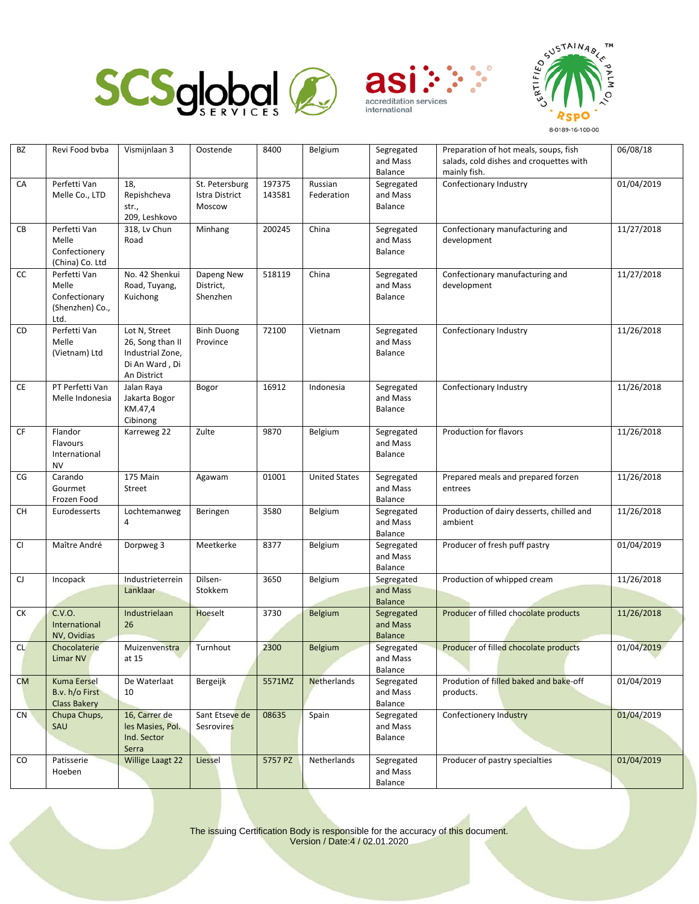| BZ | Revi Food bvba | Vismijnlaan 3 | Oostende | 8400 | Belgium | Segregated and Mass Balance | Preparation of hot meals, soups, fish salads, cold dishes and croquettes with mainly fish. | 06/08/18 |
|---|---|---|---|---|---|---|---|---|
| CA | Perfetti Van Melle Co., LTD | 18, Repishcheva str., 209, Leshkovo | St. Petersburg Istra District Moscow | 197375 143581 | Russian Federation | Segregated and Mass Balance | Confectionary Industry | 01/04/2019 |
| CB | Perfetti Van Melle Confectionery (China) Co. Ltd | 318, Lv Chun Road | Minhang | 200245 | China | Segregated and Mass Balance | Confectionary manufacturing and development | 11/27/2018 |
| CC | Perfetti Van Melle Confectionary (Shenzhen) Co., Ltd. | No. 42 Shenkui Road, Tuyang, Kuichong | Dapeng New District, Shenzhen | 518119 | China | Segregated and Mass Balance | Confectionary manufacturing and development | 11/27/2018 |
| CD | Perfetti Van Melle (Vietnam) Ltd | Lot N, Street 26, Song than II Industrial Zone, Di An Ward , Di An District | Binh Duong Province | 72100 | Vietnam | Segregated and Mass Balance | Confectionary Industry | 11/26/2018 |
| CE | PT Perfetti Van Melle Indonesia | Jalan Raya Jakarta Bogor KM.47,4 Cibinong | Bogor | 16912 | Indonesia | Segregated and Mass Balance | Confectionary Industry | 11/26/2018 |
| CF | Flandor Flavours International NV | Karreweg 22 | Zulte | 9870 | Belgium | Segregated and Mass Balance | Production for flavors | 11/26/2018 |
| CG | Carando Gourmet Frozen Food | 175 Main Street | Agawam | 01001 | United States | Segregated and Mass Balance | Prepared meals and prepared forzen entrees | 11/26/2018 |
| CH | Eurodesserts | Lochtemanweg 4 | Beringen | 3580 | Belgium | Segregated and Mass Balance | Production of dairy desserts, chilled and ambient | 11/26/2018 |
| CI | Maître André | Dorpweg 3 | Meetkerke | 8377 | Belgium | Segregated and Mass Balance | Producer of fresh puff pastry | 01/04/2019 |
| CJ | Incopack | Industrieterrein Lanklaar | Dilsen-Stokkem | 3650 | Belgium | Segregated and Mass Balance | Production of whipped cream | 11/26/2018 |
| CK | C.V.O. International NV, Ovidias | Industrielaan 26 | Hoeselt | 3730 | Belgium | Segregated and Mass Balance | Producer of filled chocolate products | 11/26/2018 |
| CL | Chocolaterie Limar NV | Muizenvenstra at 15 | Turnhout | 2300 | Belgium | Segregated and Mass Balance | Producer of filled chocolate products | 01/04/2019 |
| CM | Kuma Eersel B.v. h/o First Class Bakery | De Waterlaat 10 | Bergeijk | 5571MZ | Netherlands | Segregated and Mass Balance | Prodution of filled baked and bake-off products. | 01/04/2019 |
| CN | Chupa Chups, SAU | 16, Carrer de les Masies, Pol. Ind. Sector Serra | Sant Etseve de Sesrovires | 08635 | Spain | Segregated and Mass Balance | Confectionery Industry | 01/04/2019 |
| CO | Patisserie Hoeben | Willige Laagt 22 | Liessel | 5757 PZ | Netherlands | Segregated and Mass Balance | Producer of pastry specialties | 01/04/2019 |

The issuing Certification Body is responsible for the accuracy of this document.
Version / Date:4 / 02.01.2020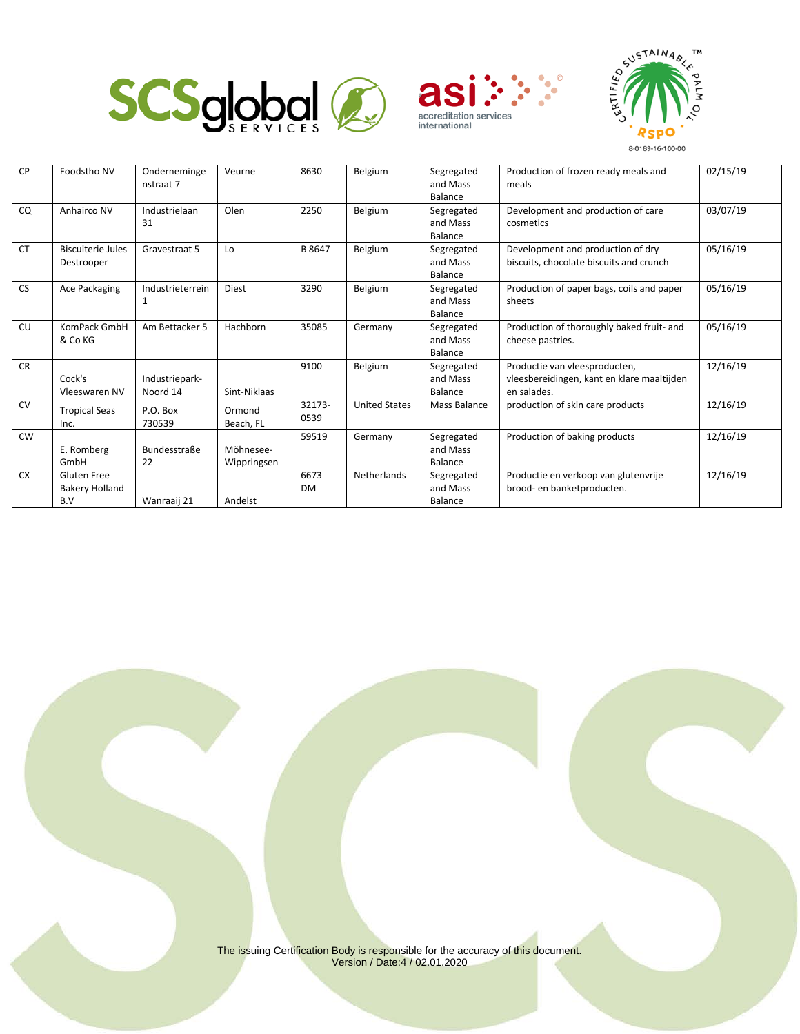| | | | | | | | | |
|---|---|---|---|---|---|---|---|---|
| CP | Foodstho NV | Onderneminge nstraat 7 | Veurne | 8630 | Belgium | Segregated and Mass Balance | Production of frozen ready meals and meals | 02/15/19 |
| CQ | Anhairco NV | Industrielaan 31 | Olen | 2250 | Belgium | Segregated and Mass Balance | Development and production of care cosmetics | 03/07/19 |
| CT | Biscuiterie Jules Destrooper | Gravestraat 5 | Lo | B 8647 | Belgium | Segregated and Mass Balance | Development and production of dry biscuits, chocolate biscuits and crunch | 05/16/19 |
| CS | Ace Packaging | Industrieterrein 1 | Diest | 3290 | Belgium | Segregated and Mass Balance | Production of paper bags, coils and paper sheets | 05/16/19 |
| CU | KomPack GmbH & Co KG | Am Bettacker 5 | Hachborn | 35085 | Germany | Segregated and Mass Balance | Production of thoroughly baked fruit- and cheese pastries. | 05/16/19 |
| CR | Cock's Vleeswaren NV | Industriepark-Noord 14 | Sint-Niklaas | 9100 | Belgium | Segregated and Mass Balance | Productie van vleesproducten, vleesbereidingen, kant en klare maaltijden en salades. | 12/16/19 |
| CV | Tropical Seas Inc. | P.O. Box 730539 | Ormond Beach, FL | 32173-0539 | United States | Mass Balance | production of skin care products | 12/16/19 |
| CW | E. Romberg GmbH | Bundesstraße 22 | Möhnesee-Wippringsen | 59519 | Germany | Segregated and Mass Balance | Production of baking products | 12/16/19 |
| CX | Gluten Free Bakery Holland B.V | Wanraaij 21 | Andelst | 6673 DM | Netherlands | Segregated and Mass Balance | Productie en verkoop van glutenvrije brood- en banketproducten. | 12/16/19 |

The issuing Certification Body is responsible for the accuracy of this document.
Version / Date:4 / 02.01.2020